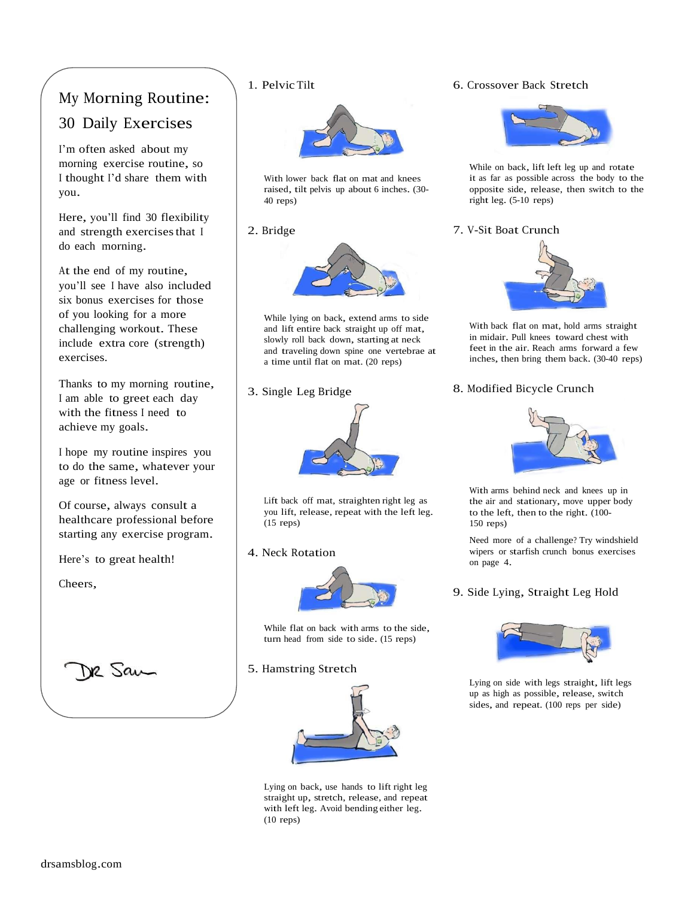# My Morning Routine: 30 Daily Exercises

I'm often asked about my morning exercise routine, so I thought I'd share them with you.

Here, you'll find 30 flexibility and strength exercises that I do each morning.

At the end of my routine, you'll see I have also included six bonus exercises for those of you looking for a more challenging workout. These include extra core (strength) exercises.

Thanks to my morning routine, I am able to greet each day with the fitness I need to achieve my goals.

I hope my routine inspires you to do the same, whatever your age or fitness level.

Of course, always consult a healthcare professional before starting any exercise program.

Here's to great health!

Cheers,

Dr Sam

drsamsblog.com

## 1. Pelvic Tilt

With lower back flat on mat and knees raised, tilt pelvis up about 6 inches. (30-40 reps)

## 2. Bridge

While lying on back, extend arms to side and lift entire back straight up off mat, slowly roll back down, starting at neck and traveling down spine one vertebrae at a time until flat on mat. (20 reps)

## 3. Single Leg Bridge

Lift back off mat, straighten right leg as you lift, release, repeat with the left leg. (15 reps)

## 4. Neck Rotation

While flat on back with arms to the side, turn head from side to side. (15 reps)

## 5. Hamstring Stretch

Lying on back, use hands to lift right leg straight up, stretch, release, and repeat with left leg. Avoid bending either leg. (10 reps)

## 6. Crossover Back Stretch

While on back, lift left leg up and rotate it as far as possible across the body to the opposite side, release, then switch to the right leg. (5-10 reps)

## 7. V-Sit Boat Crunch

With back flat on mat, hold arms straight in midair. Pull knees toward chest with feet in the air. Reach arms forward a few inches, then bring them back. (30-40 reps)

## 8. Modified Bicycle Crunch

With arms behind neck and knees up in the air and stationary, move upper body to the left, then to the right. (100-150 reps)

Need more of a challenge? Try windshield wipers or starfish crunch bonus exercises on page 4.

## 9. Side Lying, Straight Leg Hold

Lying on side with legs straight, lift legs up as high as possible, release, switch sides, and repeat. (100 reps per side)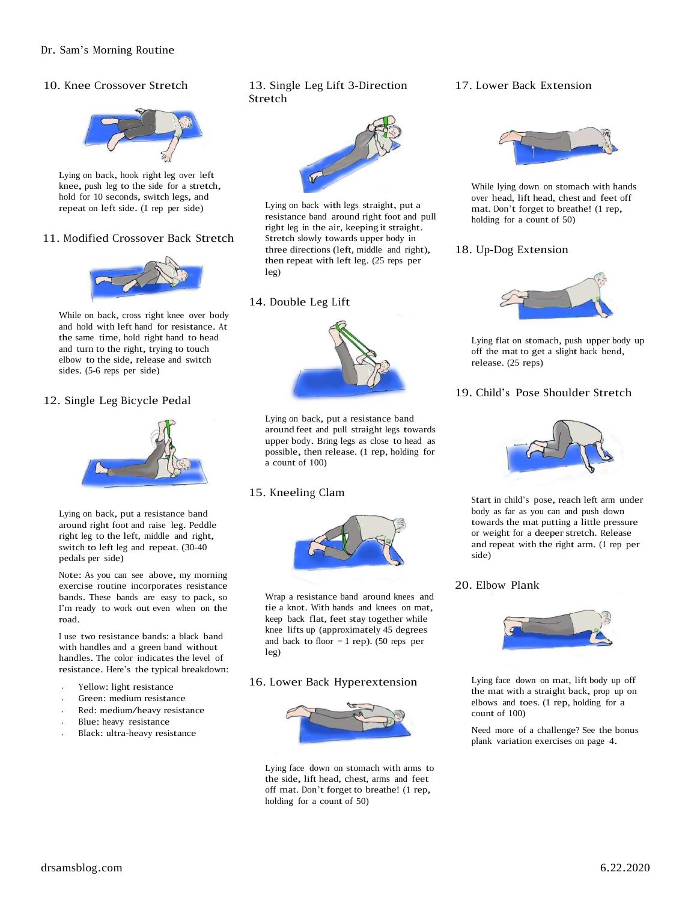## 10. Knee Crossover Stretch

Lying on back, hook right leg over left knee, push leg to the side for a stretch, hold for 10 seconds, switch legs, and repeat on left side. (1 rep per side)

## 11. Modified Crossover Back Stretch

While on back, cross right knee over body and hold with left hand for resistance. At the same time, hold right hand to head and turn to the right, trying to touch elbow to the side, release and switch sides. (5-6 reps per side)

## 12. Single Leg Bicycle Pedal

Lying on back, put a resistance band around right foot and raise leg. Peddle right leg to the left, middle and right, switch to left leg and repeat. (30-40 pedals per side)

Note: As you can see above, my morning exercise routine incorporates resistance bands. These bands are easy to pack, so I'm ready to work out even when on the road.

I use two resistance bands: a black band with handles and a green band without handles. The color indicates the level of resistance. Here's the typical breakdown:

- Yellow: light resistance
- Green: medium resistance
- Red: medium/heavy resistance
- Blue: heavy resistance
- Black: ultra-heavy resistance

## 13. Single Leg Lift 3-Direction Stretch

Lying on back with legs straight, put a resistance band around right foot and pull right leg in the air, keeping it straight. Stretch slowly towards upper body in three directions (left, middle and right), then repeat with left leg. (25 reps per leg)

## 14. Double Leg Lift

Lying on back, put a resistance band around feet and pull straight legs towards upper body. Bring legs as close to head as possible, then release. (1 rep, holding for a count of 100)

## 15. Kneeling Clam

Wrap a resistance band around knees and tie a knot. With hands and knees on mat, keep back flat, feet stay together while knee lifts up (approximately 45 degrees and back to floor = 1 rep). (50 reps per leg)

## 16. Lower Back Hyperextension

Lying face down on stomach with arms to the side, lift head, chest, arms and feet off mat. Don't forget to breathe! (1 rep, holding for a count of 50)

## 17. Lower Back Extension

While lying down on stomach with hands over head, lift head, chest and feet off mat. Don't forget to breathe! (1 rep, holding for a count of 50)

## 18. Up-Dog Extension

Lying flat on stomach, push upper body up off the mat to get a slight back bend, release. (25 reps)

## 19. Child's Pose Shoulder Stretch

Start in child's pose, reach left arm under body as far as you can and push down towards the mat putting a little pressure or weight for a deeper stretch. Release and repeat with the right arm. (1 rep per side)

## 20. Elbow Plank

Lying face down on mat, lift body up off the mat with a straight back, prop up on elbows and toes. (1 rep, holding for a count of 100)

Need more of a challenge? See the bonus plank variation exercises on page 4.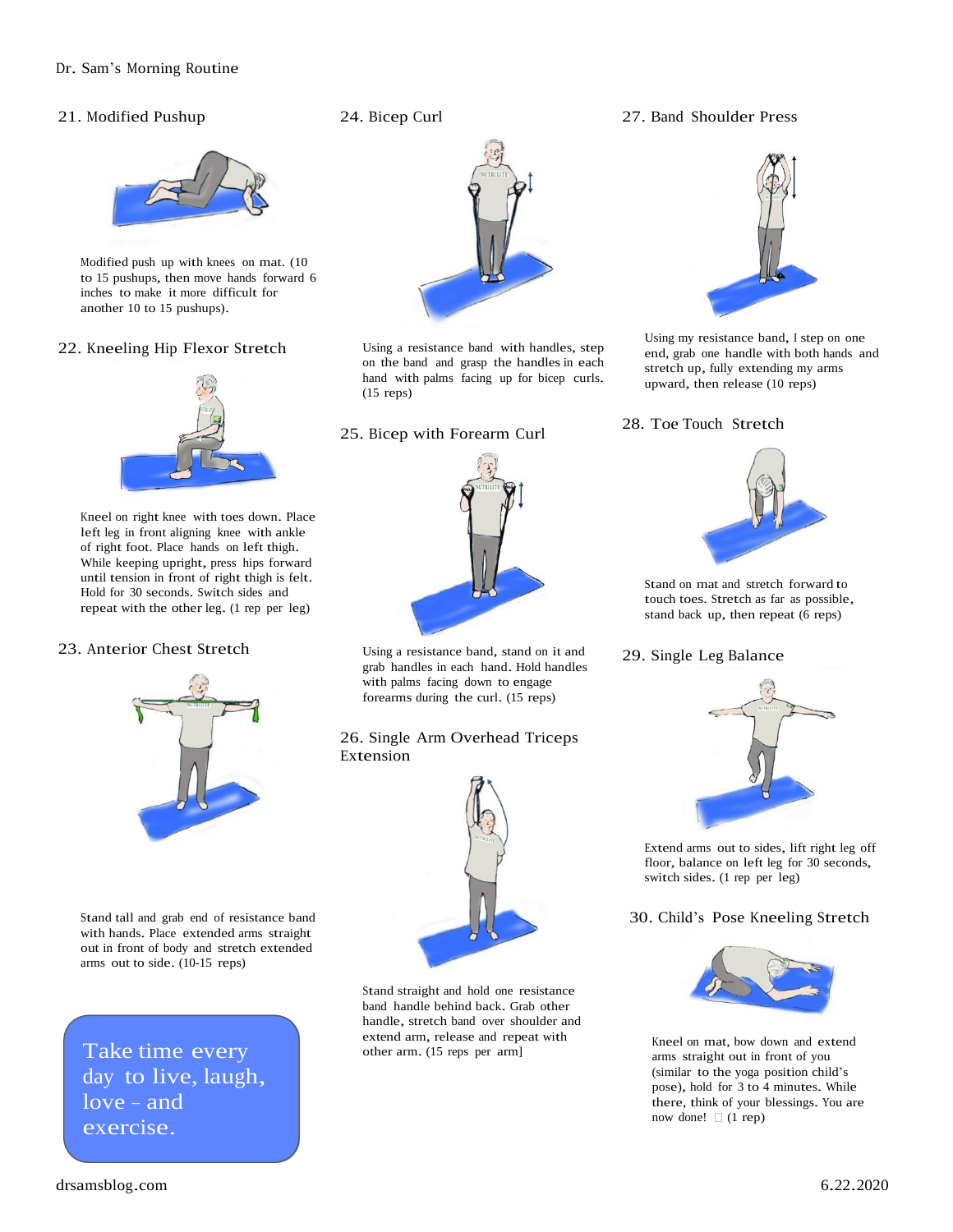Dr. Sam's Morning Routine

## 21. Modified Pushup

Modified push up with knees on mat. (10 to 15 pushups, then move hands forward 6 inches to make it more difficult for another 10 to 15 pushups).

## 22. Kneeling Hip Flexor Stretch

Kneel on right knee with toes down. Place left leg in front aligning knee with ankle of right foot. Place hands on left thigh. While keeping upright, press hips forward until tension in front of right thigh is felt. Hold for 30 seconds. Switch sides and repeat with the other leg. (1 rep per leg)

## 23. Anterior Chest Stretch

Stand tall and grab end of resistance band with hands. Place extended arms straight out in front of body and stretch extended arms out to side. (10-15 reps)

Take time every day to live, laugh, love – and exercise.

## 24. Bicep Curl

Using a resistance band with handles, step on the band and grasp the handles in each hand with palms facing up for bicep curls. (15 reps)

## 25. Bicep with Forearm Curl

Using a resistance band, stand on it and grab handles in each hand. Hold handles with palms facing down to engage forearms during the curl. (15 reps)

## 26. Single Arm Overhead Triceps Extension

Stand straight and hold one resistance band handle behind back. Grab other handle, stretch band over shoulder and extend arm, release and repeat with other arm. (15 reps per arm]

## 27. Band Shoulder Press

Using my resistance band, I step on one end, grab one handle with both hands and stretch up, fully extending my arms upward, then release (10 reps)

## 28. Toe Touch Stretch

Stand on mat and stretch forward to touch toes. Stretch as far as possible, stand back up, then repeat (6 reps)

## 29. Single Leg Balance

Extend arms out to sides, lift right leg off floor, balance on left leg for 30 seconds, switch sides. (1 rep per leg)

## 30. Child's Pose Kneeling Stretch

Kneel on mat, bow down and extend arms straight out in front of you (similar to the yoga position child's pose), hold for 3 to 4 minutes. While there, think of your blessings. You are now done! □ (1 rep)

drsamsblog.com

6.22.2020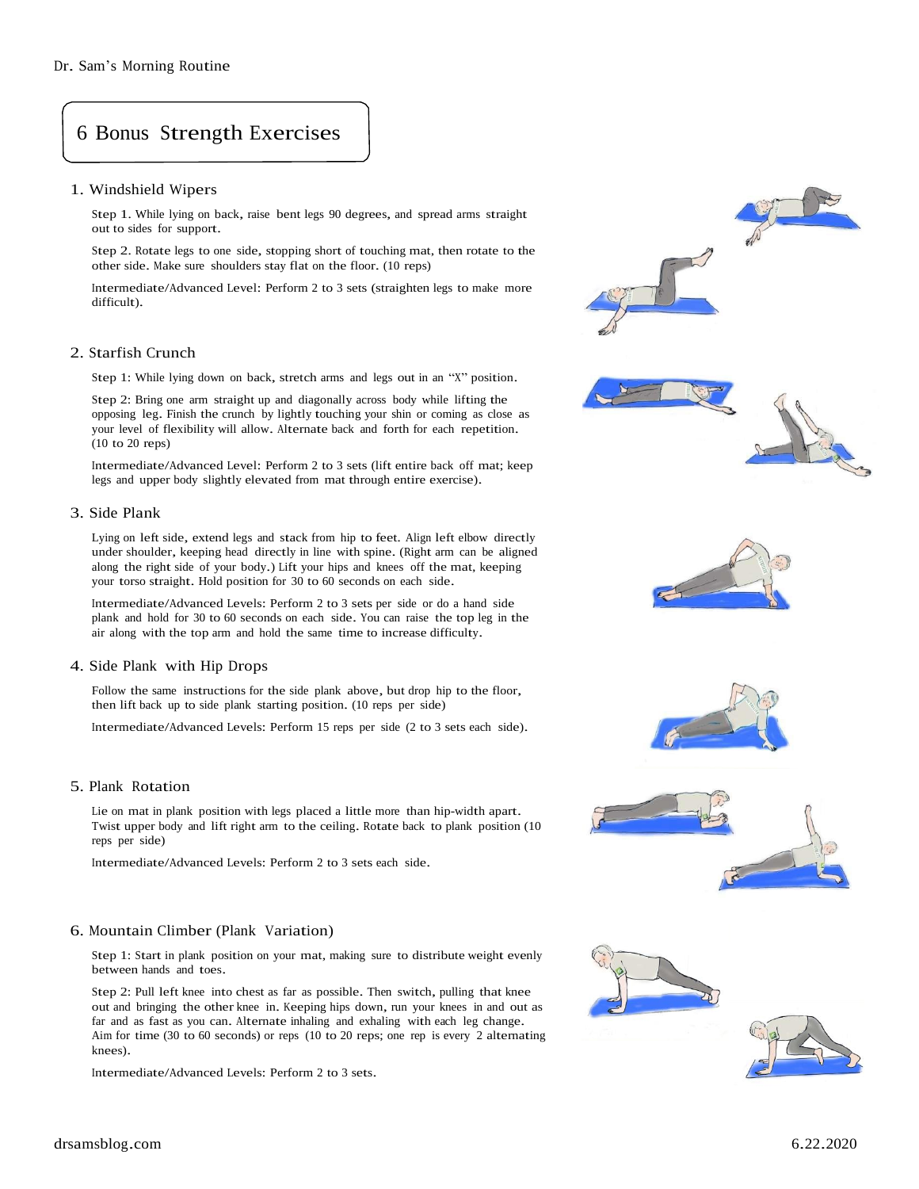# 6 Bonus Strength Exercises

## 1. Windshield Wipers

Step 1. While lying on back, raise bent legs 90 degrees, and spread arms straight out to sides for support.

Step 2. Rotate legs to one side, stopping short of touching mat, then rotate to the other side. Make sure shoulders stay flat on the floor. (10 reps)

Intermediate/Advanced Level: Perform 2 to 3 sets (straighten legs to make more difficult).

## 2. Starfish Crunch

Step 1: While lying down on back, stretch arms and legs out in an "X" position.

Step 2: Bring one arm straight up and diagonally across body while lifting the opposing leg. Finish the crunch by lightly touching your shin or coming as close as your level of flexibility will allow. Alternate back and forth for each repetition. (10 to 20 reps)

Intermediate/Advanced Level: Perform 2 to 3 sets (lift entire back off mat; keep legs and upper body slightly elevated from mat through entire exercise).

## 3. Side Plank

Lying on left side, extend legs and stack from hip to feet. Align left elbow directly under shoulder, keeping head directly in line with spine. (Right arm can be aligned along the right side of your body.) Lift your hips and knees off the mat, keeping your torso straight. Hold position for 30 to 60 seconds on each side.

Intermediate/Advanced Levels: Perform 2 to 3 sets per side or do a hand side plank and hold for 30 to 60 seconds on each side. You can raise the top leg in the air along with the top arm and hold the same time to increase difficulty.

## 4. Side Plank with Hip Drops

Follow the same instructions for the side plank above, but drop hip to the floor, then lift back up to side plank starting position. (10 reps per side)

Intermediate/Advanced Levels: Perform 15 reps per side (2 to 3 sets each side).

## 5. Plank Rotation

Lie on mat in plank position with legs placed a little more than hip-width apart. Twist upper body and lift right arm to the ceiling. Rotate back to plank position (10 reps per side)

Intermediate/Advanced Levels: Perform 2 to 3 sets each side.

## 6. Mountain Climber (Plank Variation)

Step 1: Start in plank position on your mat, making sure to distribute weight evenly between hands and toes.

Step 2: Pull left knee into chest as far as possible. Then switch, pulling that knee out and bringing the other knee in. Keeping hips down, run your knees in and out as far and as fast as you can. Alternate inhaling and exhaling with each leg change. Aim for time (30 to 60 seconds) or reps (10 to 20 reps; one rep is every 2 alternating knees).

Intermediate/Advanced Levels: Perform 2 to 3 sets.